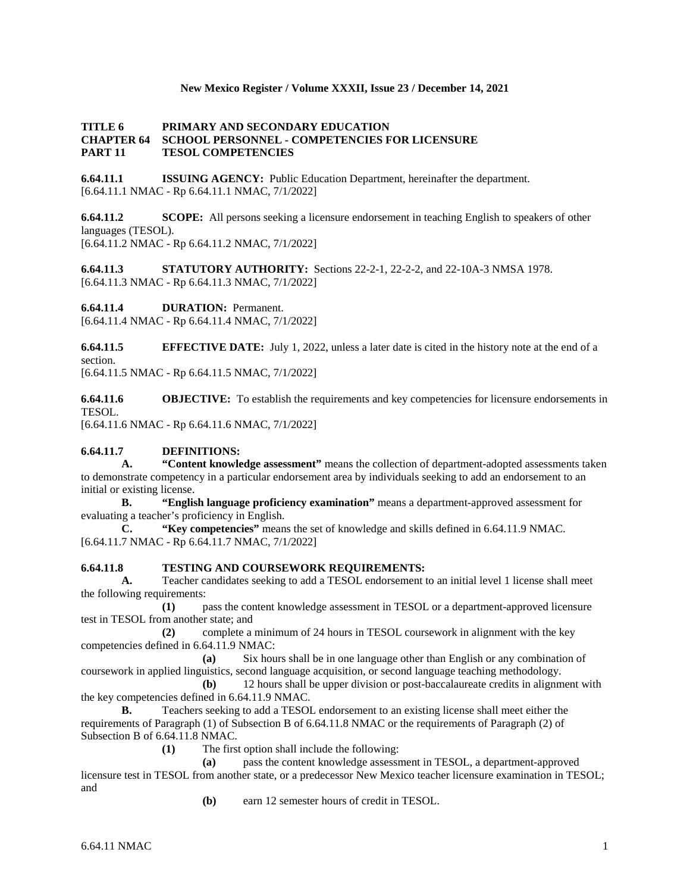**TITLE 6 PRIMARY AND SECONDARY EDUCATION**
**CHAPTER 64 SCHOOL PERSONNEL - COMPETENCIES FOR LICENSURE**
**PART 11 TESOL COMPETENCIES**

**6.64.11.1 ISSUING AGENCY:** Public Education Department, hereinafter the department.
[6.64.11.1 NMAC - Rp 6.64.11.1 NMAC, 7/1/2022]

**6.64.11.2 SCOPE:** All persons seeking a licensure endorsement in teaching English to speakers of other languages (TESOL).
[6.64.11.2 NMAC - Rp 6.64.11.2 NMAC, 7/1/2022]

**6.64.11.3 STATUTORY AUTHORITY:** Sections 22-2-1, 22-2-2, and 22-10A-3 NMSA 1978.
[6.64.11.3 NMAC - Rp 6.64.11.3 NMAC, 7/1/2022]

**6.64.11.4 DURATION:** Permanent.
[6.64.11.4 NMAC - Rp 6.64.11.4 NMAC, 7/1/2022]

**6.64.11.5 EFFECTIVE DATE:** July 1, 2022, unless a later date is cited in the history note at the end of a section.
[6.64.11.5 NMAC - Rp 6.64.11.5 NMAC, 7/1/2022]

**6.64.11.6 OBJECTIVE:** To establish the requirements and key competencies for licensure endorsements in TESOL.
[6.64.11.6 NMAC - Rp 6.64.11.6 NMAC, 7/1/2022]

**6.64.11.7 DEFINITIONS:**

**A.** **"Content knowledge assessment"** means the collection of department-adopted assessments taken to demonstrate competency in a particular endorsement area by individuals seeking to add an endorsement to an initial or existing license.

**B.** **"English language proficiency examination"** means a department-approved assessment for evaluating a teacher's proficiency in English.

**C.** **"Key competencies"** means the set of knowledge and skills defined in 6.64.11.9 NMAC.
[6.64.11.7 NMAC - Rp 6.64.11.7 NMAC, 7/1/2022]

**6.64.11.8 TESTING AND COURSEWORK REQUIREMENTS:**

**A.** Teacher candidates seeking to add a TESOL endorsement to an initial level 1 license shall meet the following requirements:

**(1)** pass the content knowledge assessment in TESOL or a department-approved licensure test in TESOL from another state; and

**(2)** complete a minimum of 24 hours in TESOL coursework in alignment with the key competencies defined in 6.64.11.9 NMAC:

**(a)** Six hours shall be in one language other than English or any combination of coursework in applied linguistics, second language acquisition, or second language teaching methodology.

**(b)** 12 hours shall be upper division or post-baccalaureate credits in alignment with the key competencies defined in 6.64.11.9 NMAC.

**B.** Teachers seeking to add a TESOL endorsement to an existing license shall meet either the requirements of Paragraph (1) of Subsection B of 6.64.11.8 NMAC or the requirements of Paragraph (2) of Subsection B of 6.64.11.8 NMAC.

**(1)** The first option shall include the following:

**(a)** pass the content knowledge assessment in TESOL, a department-approved licensure test in TESOL from another state, or a predecessor New Mexico teacher licensure examination in TESOL; and

**(b)** earn 12 semester hours of credit in TESOL.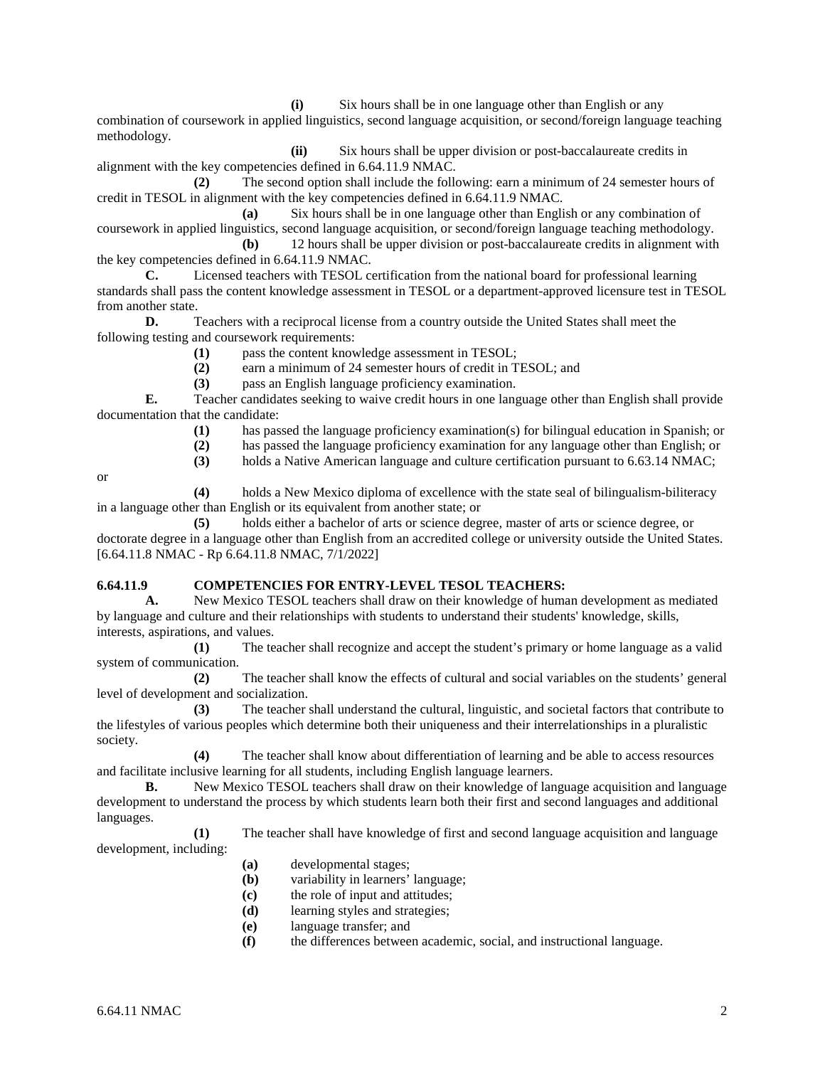**(i)** Six hours shall be in one language other than English or any combination of coursework in applied linguistics, second language acquisition, or second/foreign language teaching methodology.

**(ii)** Six hours shall be upper division or post-baccalaureate credits in alignment with the key competencies defined in 6.64.11.9 NMAC.

**(2)** The second option shall include the following: earn a minimum of 24 semester hours of credit in TESOL in alignment with the key competencies defined in 6.64.11.9 NMAC.

**(a)** Six hours shall be in one language other than English or any combination of coursework in applied linguistics, second language acquisition, or second/foreign language teaching methodology.

**(b)** 12 hours shall be upper division or post-baccalaureate credits in alignment with the key competencies defined in 6.64.11.9 NMAC.

**C.** Licensed teachers with TESOL certification from the national board for professional learning standards shall pass the content knowledge assessment in TESOL or a department-approved licensure test in TESOL from another state.

**D.** Teachers with a reciprocal license from a country outside the United States shall meet the following testing and coursework requirements:

**(1)** pass the content knowledge assessment in TESOL;

**(2)** earn a minimum of 24 semester hours of credit in TESOL; and

**(3)** pass an English language proficiency examination.

**E.** Teacher candidates seeking to waive credit hours in one language other than English shall provide documentation that the candidate:

**(1)** has passed the language proficiency examination(s) for bilingual education in Spanish; or

**(2)** has passed the language proficiency examination for any language other than English; or

**(3)** holds a Native American language and culture certification pursuant to 6.63.14 NMAC; or

**(4)** holds a New Mexico diploma of excellence with the state seal of bilingualism-biliteracy in a language other than English or its equivalent from another state; or

**(5)** holds either a bachelor of arts or science degree, master of arts or science degree, or doctorate degree in a language other than English from an accredited college or university outside the United States.

[6.64.11.8 NMAC - Rp 6.64.11.8 NMAC, 7/1/2022]

**6.64.11.9 COMPETENCIES FOR ENTRY-LEVEL TESOL TEACHERS:**

**A.** New Mexico TESOL teachers shall draw on their knowledge of human development as mediated by language and culture and their relationships with students to understand their students' knowledge, skills, interests, aspirations, and values.

**(1)** The teacher shall recognize and accept the student's primary or home language as a valid system of communication.

**(2)** The teacher shall know the effects of cultural and social variables on the students' general level of development and socialization.

**(3)** The teacher shall understand the cultural, linguistic, and societal factors that contribute to the lifestyles of various peoples which determine both their uniqueness and their interrelationships in a pluralistic society.

**(4)** The teacher shall know about differentiation of learning and be able to access resources and facilitate inclusive learning for all students, including English language learners.

**B.** New Mexico TESOL teachers shall draw on their knowledge of language acquisition and language development to understand the process by which students learn both their first and second languages and additional languages.

**(1)** The teacher shall have knowledge of first and second language acquisition and language development, including:

**(a)** developmental stages;

**(b)** variability in learners' language;

**(c)** the role of input and attitudes;

**(d)** learning styles and strategies;

**(e)** language transfer; and

**(f)** the differences between academic, social, and instructional language.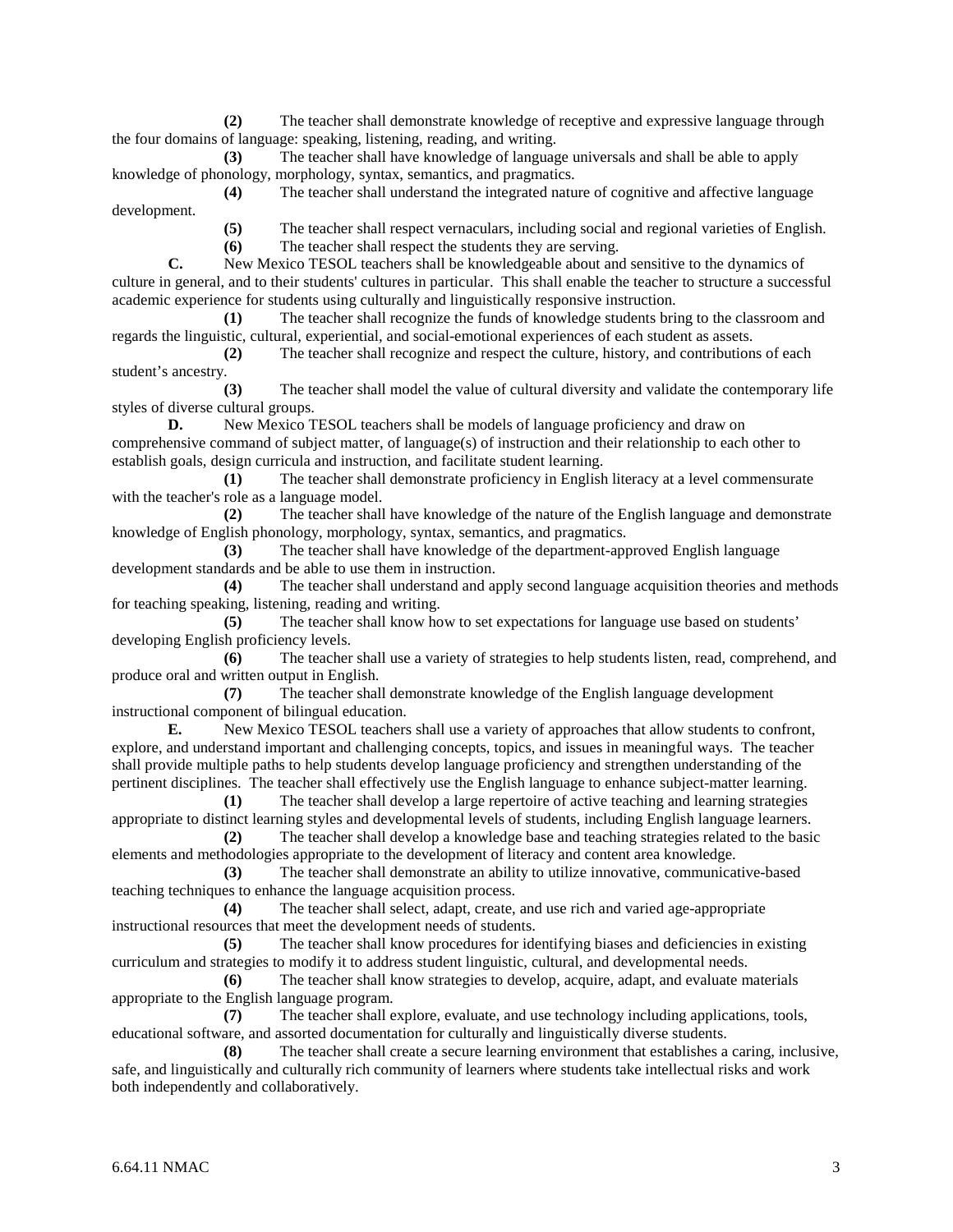**(2)** The teacher shall demonstrate knowledge of receptive and expressive language through the four domains of language: speaking, listening, reading, and writing.

**(3)** The teacher shall have knowledge of language universals and shall be able to apply knowledge of phonology, morphology, syntax, semantics, and pragmatics.

**(4)** The teacher shall understand the integrated nature of cognitive and affective language development.

**(5)** The teacher shall respect vernaculars, including social and regional varieties of English.

**(6)** The teacher shall respect the students they are serving.

**C.** New Mexico TESOL teachers shall be knowledgeable about and sensitive to the dynamics of culture in general, and to their students' cultures in particular. This shall enable the teacher to structure a successful academic experience for students using culturally and linguistically responsive instruction.

**(1)** The teacher shall recognize the funds of knowledge students bring to the classroom and regards the linguistic, cultural, experiential, and social-emotional experiences of each student as assets.

**(2)** The teacher shall recognize and respect the culture, history, and contributions of each student's ancestry.

**(3)** The teacher shall model the value of cultural diversity and validate the contemporary life styles of diverse cultural groups.

**D.** New Mexico TESOL teachers shall be models of language proficiency and draw on comprehensive command of subject matter, of language(s) of instruction and their relationship to each other to establish goals, design curricula and instruction, and facilitate student learning.

**(1)** The teacher shall demonstrate proficiency in English literacy at a level commensurate with the teacher's role as a language model.

**(2)** The teacher shall have knowledge of the nature of the English language and demonstrate knowledge of English phonology, morphology, syntax, semantics, and pragmatics.

**(3)** The teacher shall have knowledge of the department-approved English language development standards and be able to use them in instruction.

**(4)** The teacher shall understand and apply second language acquisition theories and methods for teaching speaking, listening, reading and writing.

**(5)** The teacher shall know how to set expectations for language use based on students' developing English proficiency levels.

**(6)** The teacher shall use a variety of strategies to help students listen, read, comprehend, and produce oral and written output in English.

**(7)** The teacher shall demonstrate knowledge of the English language development instructional component of bilingual education.

**E.** New Mexico TESOL teachers shall use a variety of approaches that allow students to confront, explore, and understand important and challenging concepts, topics, and issues in meaningful ways. The teacher shall provide multiple paths to help students develop language proficiency and strengthen understanding of the pertinent disciplines. The teacher shall effectively use the English language to enhance subject-matter learning.

**(1)** The teacher shall develop a large repertoire of active teaching and learning strategies appropriate to distinct learning styles and developmental levels of students, including English language learners.

**(2)** The teacher shall develop a knowledge base and teaching strategies related to the basic elements and methodologies appropriate to the development of literacy and content area knowledge.

**(3)** The teacher shall demonstrate an ability to utilize innovative, communicative-based teaching techniques to enhance the language acquisition process.

**(4)** The teacher shall select, adapt, create, and use rich and varied age-appropriate instructional resources that meet the development needs of students.

**(5)** The teacher shall know procedures for identifying biases and deficiencies in existing curriculum and strategies to modify it to address student linguistic, cultural, and developmental needs.

**(6)** The teacher shall know strategies to develop, acquire, adapt, and evaluate materials appropriate to the English language program.

**(7)** The teacher shall explore, evaluate, and use technology including applications, tools, educational software, and assorted documentation for culturally and linguistically diverse students.

**(8)** The teacher shall create a secure learning environment that establishes a caring, inclusive, safe, and linguistically and culturally rich community of learners where students take intellectual risks and work both independently and collaboratively.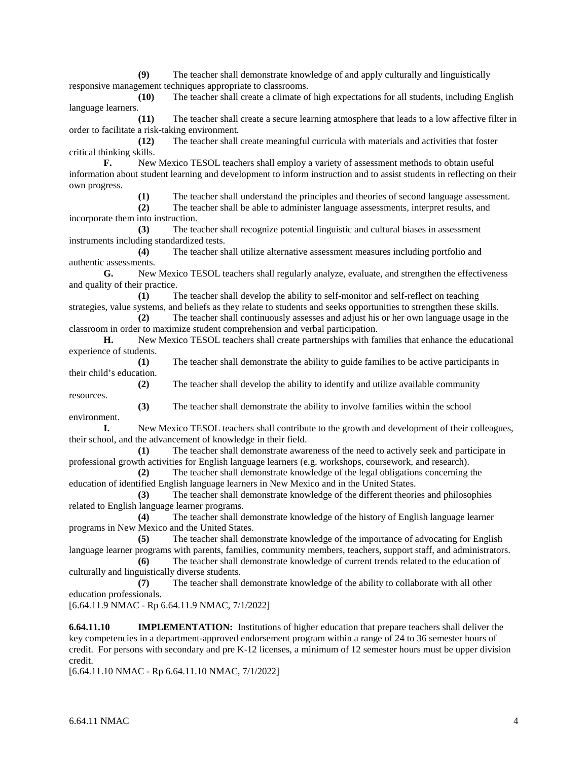**(9)** The teacher shall demonstrate knowledge of and apply culturally and linguistically responsive management techniques appropriate to classrooms.

**(10)** The teacher shall create a climate of high expectations for all students, including English language learners.

**(11)** The teacher shall create a secure learning atmosphere that leads to a low affective filter in order to facilitate a risk-taking environment.

**(12)** The teacher shall create meaningful curricula with materials and activities that foster critical thinking skills.

**F.** New Mexico TESOL teachers shall employ a variety of assessment methods to obtain useful information about student learning and development to inform instruction and to assist students in reflecting on their own progress.

**(1)** The teacher shall understand the principles and theories of second language assessment.

**(2)** The teacher shall be able to administer language assessments, interpret results, and incorporate them into instruction.

**(3)** The teacher shall recognize potential linguistic and cultural biases in assessment instruments including standardized tests.

**(4)** The teacher shall utilize alternative assessment measures including portfolio and authentic assessments.

**G.** New Mexico TESOL teachers shall regularly analyze, evaluate, and strengthen the effectiveness and quality of their practice.

**(1)** The teacher shall develop the ability to self-monitor and self-reflect on teaching strategies, value systems, and beliefs as they relate to students and seeks opportunities to strengthen these skills.

**(2)** The teacher shall continuously assesses and adjust his or her own language usage in the classroom in order to maximize student comprehension and verbal participation.

**H.** New Mexico TESOL teachers shall create partnerships with families that enhance the educational experience of students.

**(1)** The teacher shall demonstrate the ability to guide families to be active participants in their child's education.

**(2)** The teacher shall develop the ability to identify and utilize available community resources.

**(3)** The teacher shall demonstrate the ability to involve families within the school environment.

**I.** New Mexico TESOL teachers shall contribute to the growth and development of their colleagues, their school, and the advancement of knowledge in their field.

**(1)** The teacher shall demonstrate awareness of the need to actively seek and participate in professional growth activities for English language learners (e.g. workshops, coursework, and research).

**(2)** The teacher shall demonstrate knowledge of the legal obligations concerning the education of identified English language learners in New Mexico and in the United States.

**(3)** The teacher shall demonstrate knowledge of the different theories and philosophies related to English language learner programs.

**(4)** The teacher shall demonstrate knowledge of the history of English language learner programs in New Mexico and the United States.

**(5)** The teacher shall demonstrate knowledge of the importance of advocating for English language learner programs with parents, families, community members, teachers, support staff, and administrators.

**(6)** The teacher shall demonstrate knowledge of current trends related to the education of culturally and linguistically diverse students.

**(7)** The teacher shall demonstrate knowledge of the ability to collaborate with all other education professionals.

[6.64.11.9 NMAC - Rp 6.64.11.9 NMAC, 7/1/2022]

**6.64.11.10 IMPLEMENTATION:** Institutions of higher education that prepare teachers shall deliver the key competencies in a department-approved endorsement program within a range of 24 to 36 semester hours of credit. For persons with secondary and pre K-12 licenses, a minimum of 12 semester hours must be upper division credit.

[6.64.11.10 NMAC - Rp 6.64.11.10 NMAC, 7/1/2022]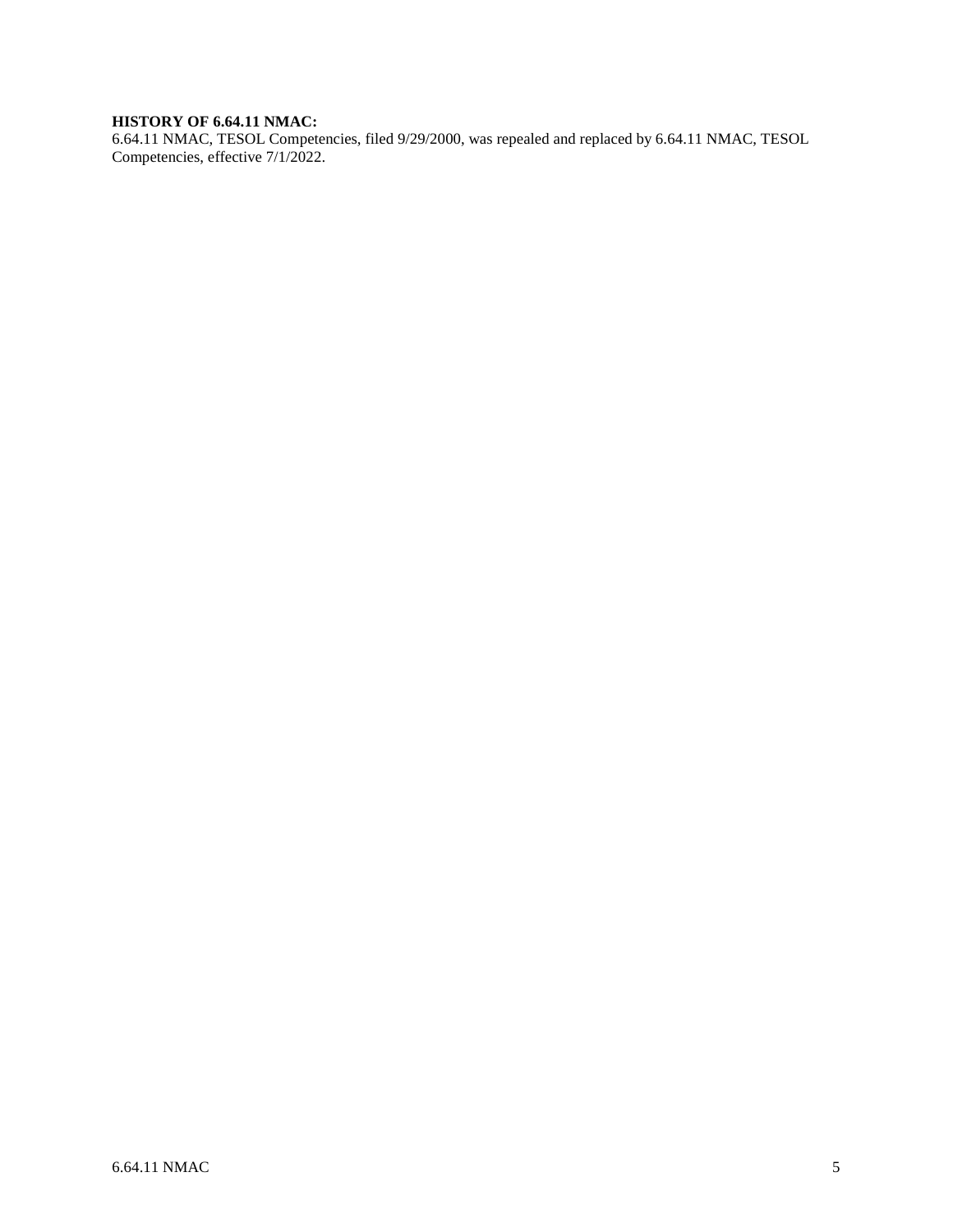**HISTORY OF 6.64.11 NMAC:**
6.64.11 NMAC, TESOL Competencies, filed 9/29/2000, was repealed and replaced by 6.64.11 NMAC, TESOL Competencies, effective 7/1/2022.